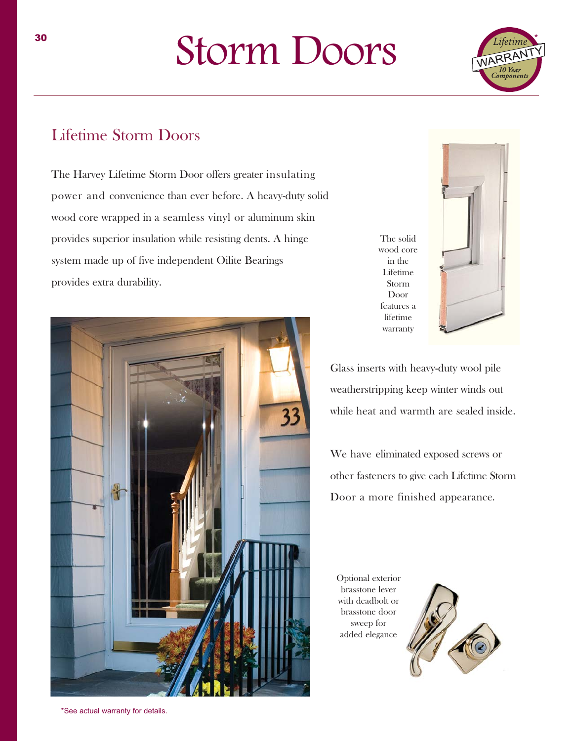# Storm Doors

Lifetime* WARRANTY 10 Year Components

## Lifetime Storm Doors

The Harvey Lifetime Storm Door offers greater insulating power and convenience than ever before. A heavy-duty solid wood core wrapped in a seamless vinyl or aluminum skin provides superior insulation while resisting dents. A hinge system made up of five independent Oilite Bearings provides extra durability.

The solid wood core in the Lifetime Storm Door features a lifetime warranty

Glass inserts with heavy-duty wool pile weatherstripping keep winter winds out while heat and warmth are sealed inside.

We have eliminated exposed screws or other fasteners to give each Lifetime Storm Door a more finished appearance.

Optional exterior brasstone lever with deadbolt or brasstone door sweep for added elegance

*See actual warranty for details.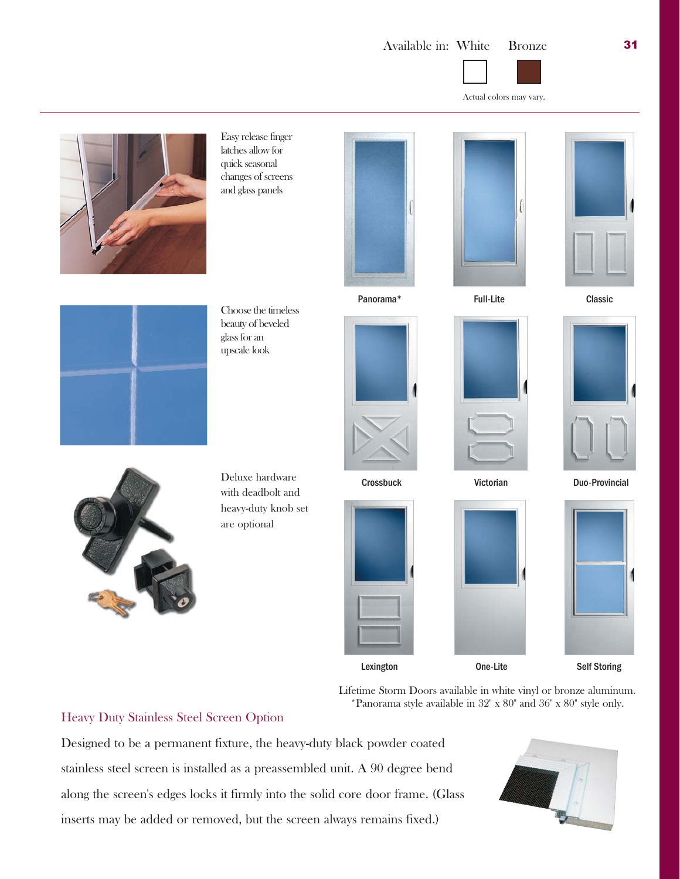Available in: White Bronze

Actual colors may vary.

Easy release finger latches allow for quick seasonal changes of screens and glass panels

Choose the timeless beauty of beveled glass for an upscale look

Deluxe hardware with deadbolt and heavy-duty knob set are optional

Panorama*

Full-Lite

Classic

Crossbuck

Victorian

Duo-Provincial

Lexington

One-Lite

Self Storing

Lifetime Storm Doors available in white vinyl or bronze aluminum.
*Panorama style available in 32" x 80" and 36" x 80" style only.

## Heavy Duty Stainless Steel Screen Option

Designed to be a permanent fixture, the heavy-duty black powder coated stainless steel screen is installed as a preassembled unit. A 90 degree bend along the screen's edges locks it firmly into the solid core door frame. (Glass inserts may be added or removed, but the screen always remains fixed.)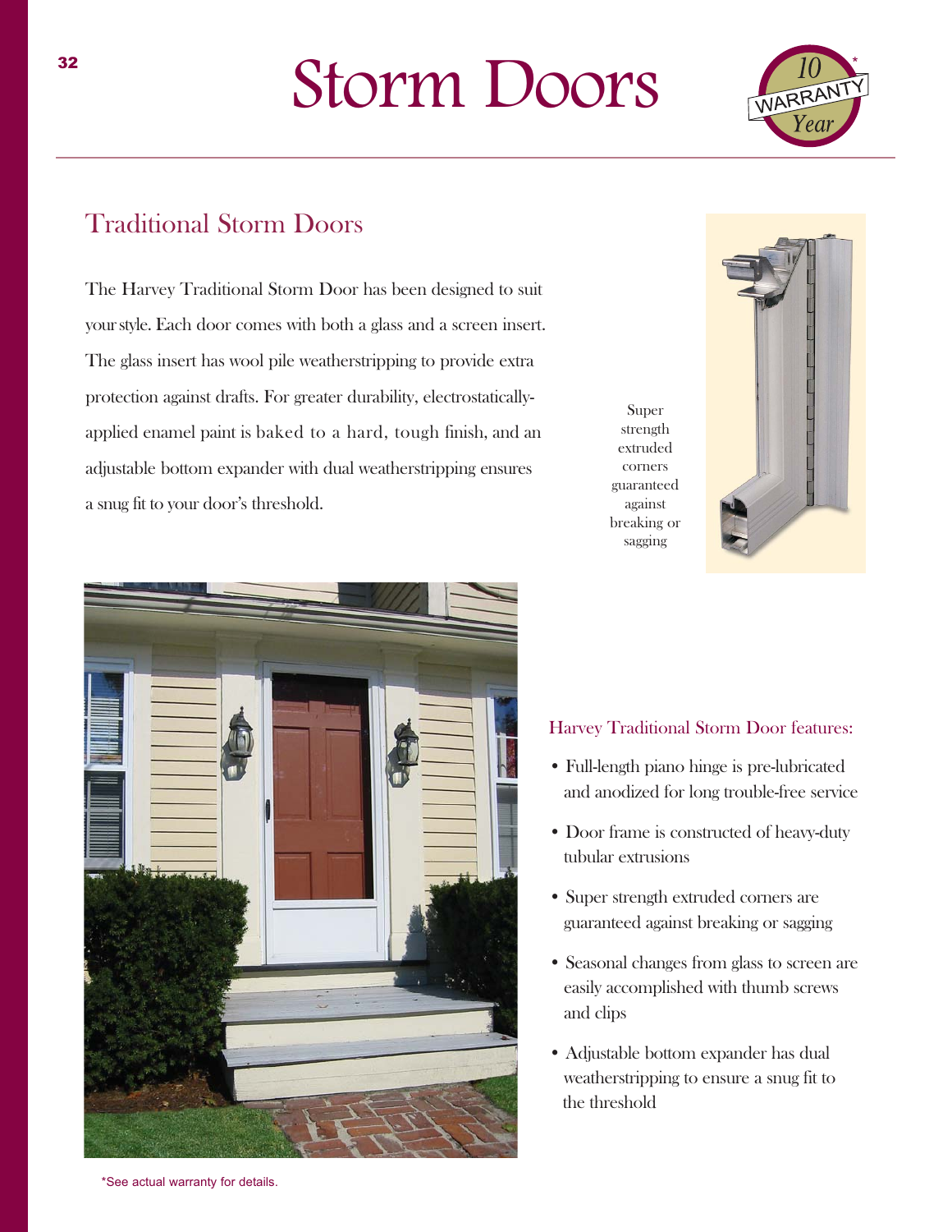# Storm Doors

10 Year WARRANTY*

## Traditional Storm Doors

The Harvey Traditional Storm Door has been designed to suit your style. Each door comes with both a glass and a screen insert. The glass insert has wool pile weatherstripping to provide extra protection against drafts. For greater durability, electrostatically-applied enamel paint is baked to a hard, tough finish, and an adjustable bottom expander with dual weatherstripping ensures a snug fit to your door's threshold.

Super strength extruded corners guaranteed against breaking or sagging

### Harvey Traditional Storm Door features:

- Full-length piano hinge is pre-lubricated and anodized for long trouble-free service
- Door frame is constructed of heavy-duty tubular extrusions
- Super strength extruded corners are guaranteed against breaking or sagging
- Seasonal changes from glass to screen are easily accomplished with thumb screws and clips
- Adjustable bottom expander has dual weatherstripping to ensure a snug fit to the threshold

*See actual warranty for details.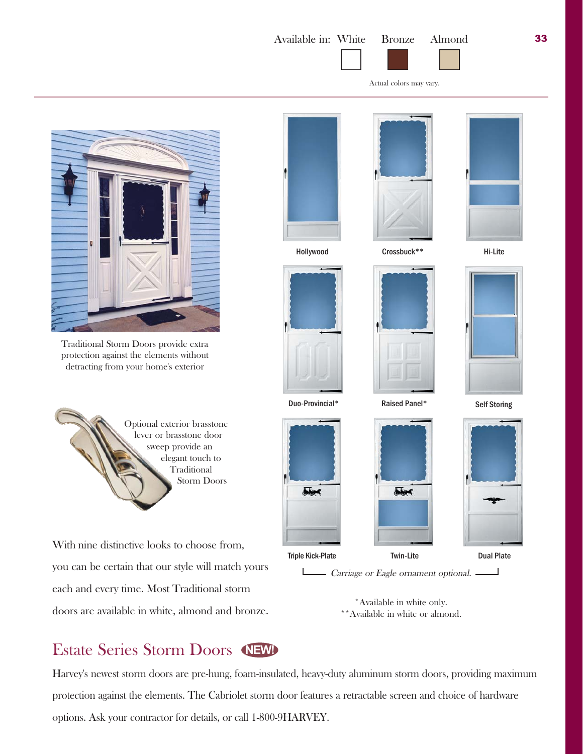Available in: White Bronze Almond

Actual colors may vary.

Traditional Storm Doors provide extra protection against the elements without detracting from your home's exterior

Optional exterior brasstone lever or brasstone door sweep provide an elegant touch to Traditional Storm Doors

With nine distinctive looks to choose from, you can be certain that our style will match yours each and every time. Most Traditional storm doors are available in white, almond and bronze.

Hollywood

Crossbuck**

Hi-Lite

Duo-Provincial*

Raised Panel*

Self Storing

Triple Kick-Plate

Twin-Lite

Dual Plate

*Carriage or Eagle ornament optional.*

*Available in white only.
**Available in white or almond.

## Estate Series Storm Doors NEW!

Harvey's newest storm doors are pre-hung, foam-insulated, heavy-duty aluminum storm doors, providing maximum protection against the elements. The Cabriolet storm door features a retractable screen and choice of hardware options. Ask your contractor for details, or call 1-800-9HARVEY.